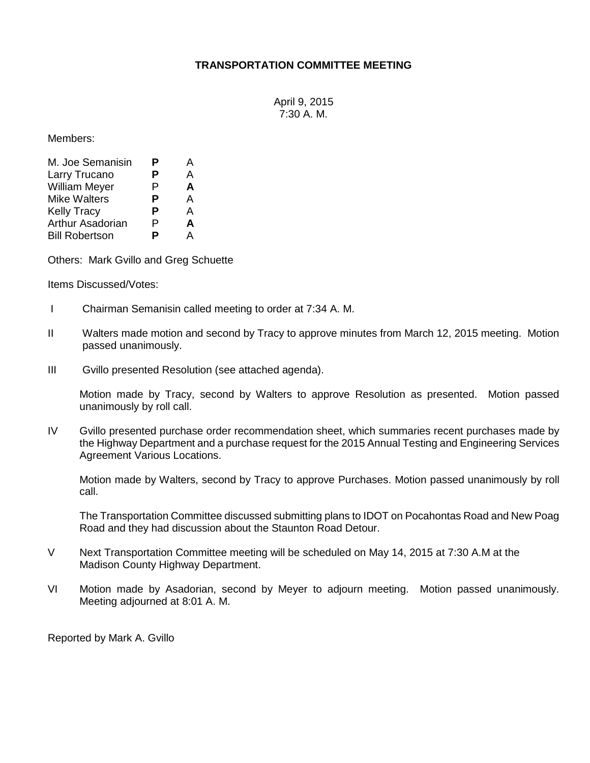# TRANSPORTATION COMMITTEE MEETING

April 9, 2015
7:30 A. M.

Members:

| | | |
|---|---|---|
| M. Joe Semanisin | **P** | A |
| Larry Trucano | **P** | A |
| William Meyer | P | **A** |
| Mike Walters | **P** | A |
| Kelly Tracy | **P** | A |
| Arthur Asadorian | P | **A** |
| Bill Robertson | **P** | A |

Others: Mark Gvillo and Greg Schuette

Items Discussed/Votes:

I Chairman Semanisin called meeting to order at 7:34 A. M.

II Walters made motion and second by Tracy to approve minutes from March 12, 2015 meeting. Motion passed unanimously.

III Gvillo presented Resolution (see attached agenda).

Motion made by Tracy, second by Walters to approve Resolution as presented. Motion passed unanimously by roll call.

IV Gvillo presented purchase order recommendation sheet, which summaries recent purchases made by the Highway Department and a purchase request for the 2015 Annual Testing and Engineering Services Agreement Various Locations.

Motion made by Walters, second by Tracy to approve Purchases. Motion passed unanimously by roll call.

The Transportation Committee discussed submitting plans to IDOT on Pocahontas Road and New Poag Road and they had discussion about the Staunton Road Detour.

V Next Transportation Committee meeting will be scheduled on May 14, 2015 at 7:30 A.M at the Madison County Highway Department.

VI Motion made by Asadorian, second by Meyer to adjourn meeting. Motion passed unanimously. Meeting adjourned at 8:01 A. M.

Reported by Mark A. Gvillo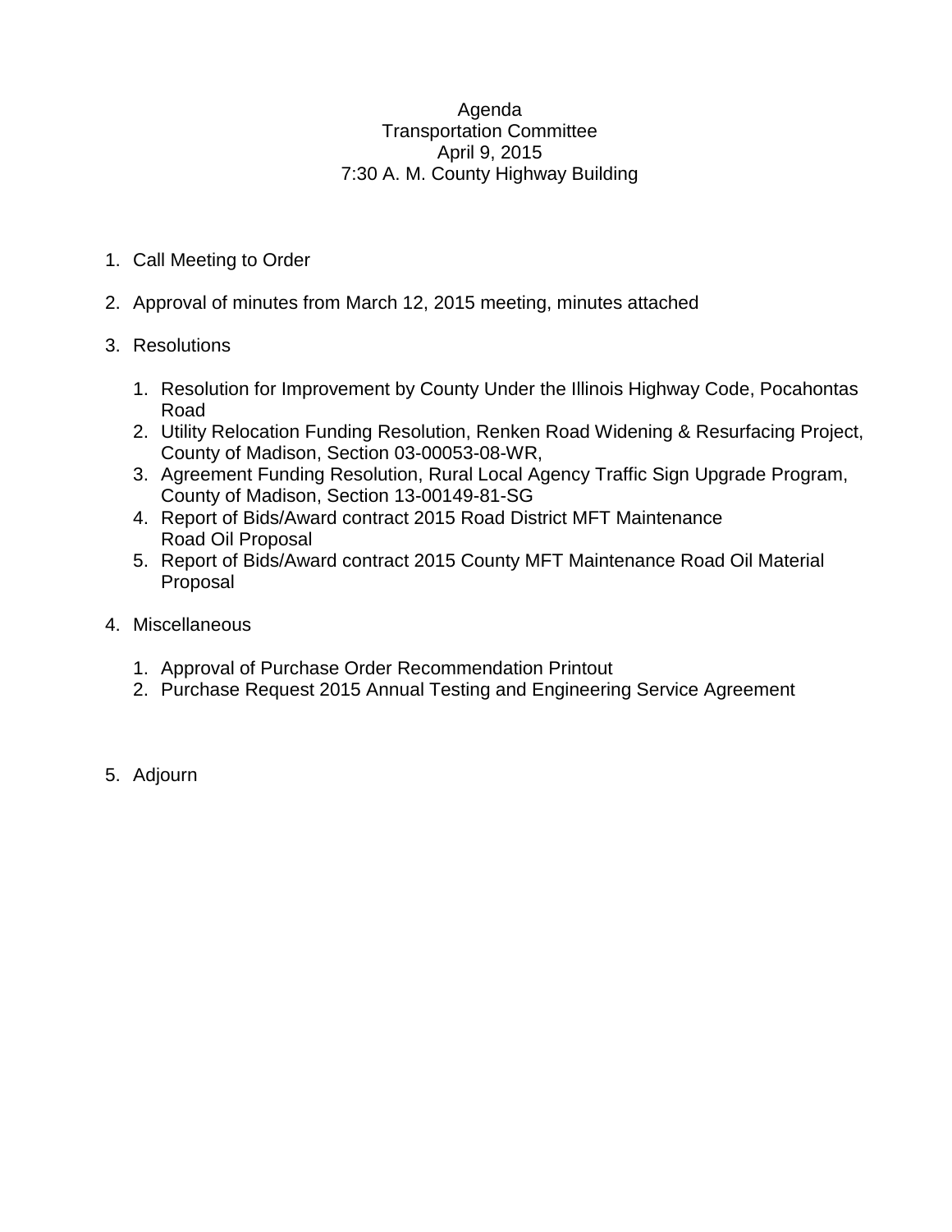# Agenda
## Transportation Committee
## April 9, 2015
## 7:30 A. M. County Highway Building

1. Call Meeting to Order

2. Approval of minutes from March 12, 2015 meeting, minutes attached

3. Resolutions

    1. Resolution for Improvement by County Under the Illinois Highway Code, Pocahontas Road
    2. Utility Relocation Funding Resolution, Renken Road Widening & Resurfacing Project, County of Madison, Section 03-00053-08-WR,
    3. Agreement Funding Resolution, Rural Local Agency Traffic Sign Upgrade Program, County of Madison, Section 13-00149-81-SG
    4. Report of Bids/Award contract 2015 Road District MFT Maintenance Road Oil Proposal
    5. Report of Bids/Award contract 2015 County MFT Maintenance Road Oil Material Proposal

4. Miscellaneous

    1. Approval of Purchase Order Recommendation Printout
    2. Purchase Request 2015 Annual Testing and Engineering Service Agreement

5. Adjourn